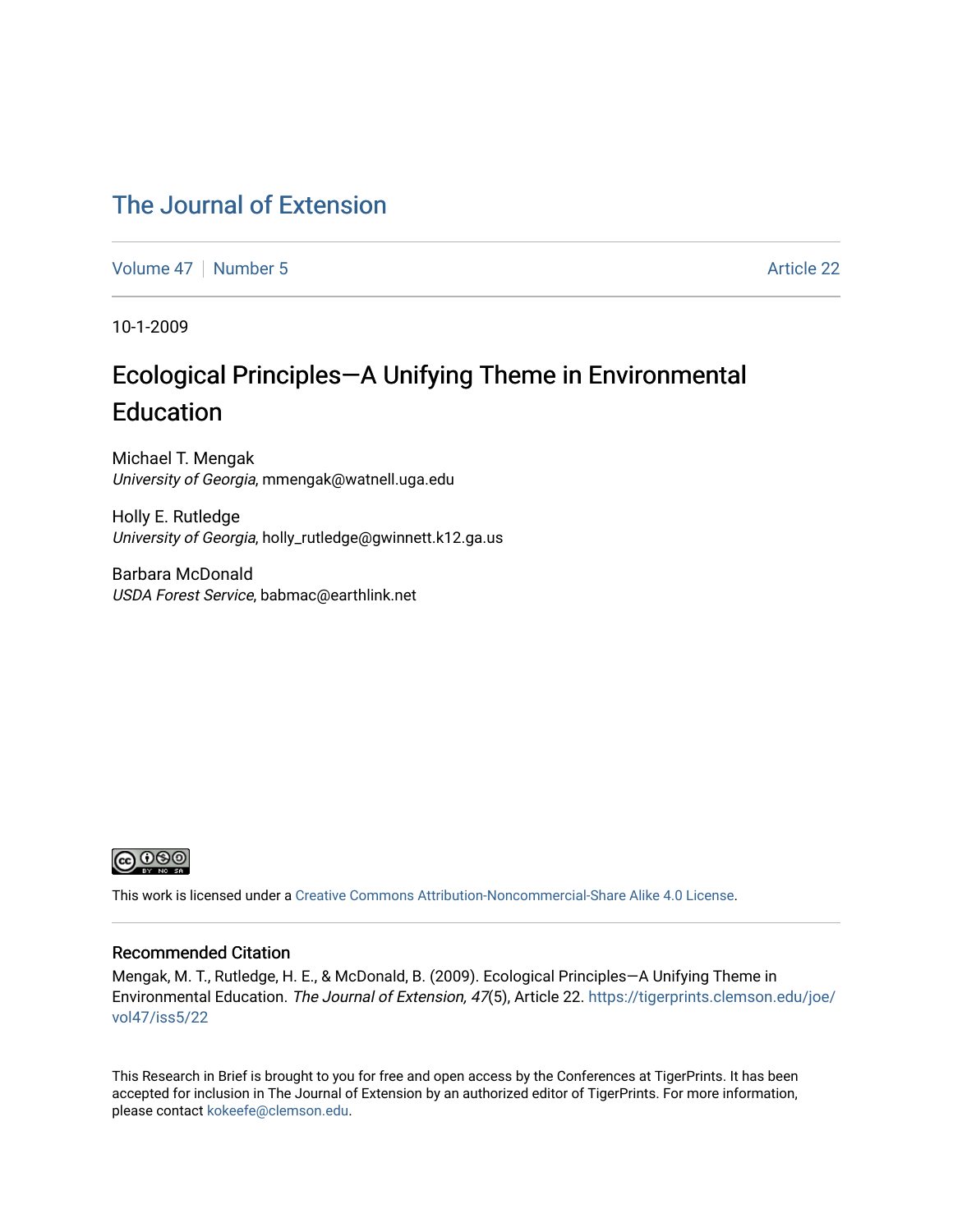# The Journal of Extension

Volume 47 | Number 5 | Article 22

10-1-2009

## Ecological Principles—A Unifying Theme in Environmental Education

Michael T. Mengak
*University of Georgia*, mmengak@watnell.uga.edu

Holly E. Rutledge
*University of Georgia*, holly_rutledge@gwinnett.k12.ga.us

Barbara McDonald
*USDA Forest Service*, babmac@earthlink.net

This work is licensed under a Creative Commons Attribution-Noncommercial-Share Alike 4.0 License.

### Recommended Citation

Mengak, M. T., Rutledge, H. E., & McDonald, B. (2009). Ecological Principles—A Unifying Theme in Environmental Education. *The Journal of Extension, 47*(5), Article 22. https://tigerprints.clemson.edu/joe/vol47/iss5/22

This Research in Brief is brought to you for free and open access by the Conferences at TigerPrints. It has been accepted for inclusion in The Journal of Extension by an authorized editor of TigerPrints. For more information, please contact kokeefe@clemson.edu.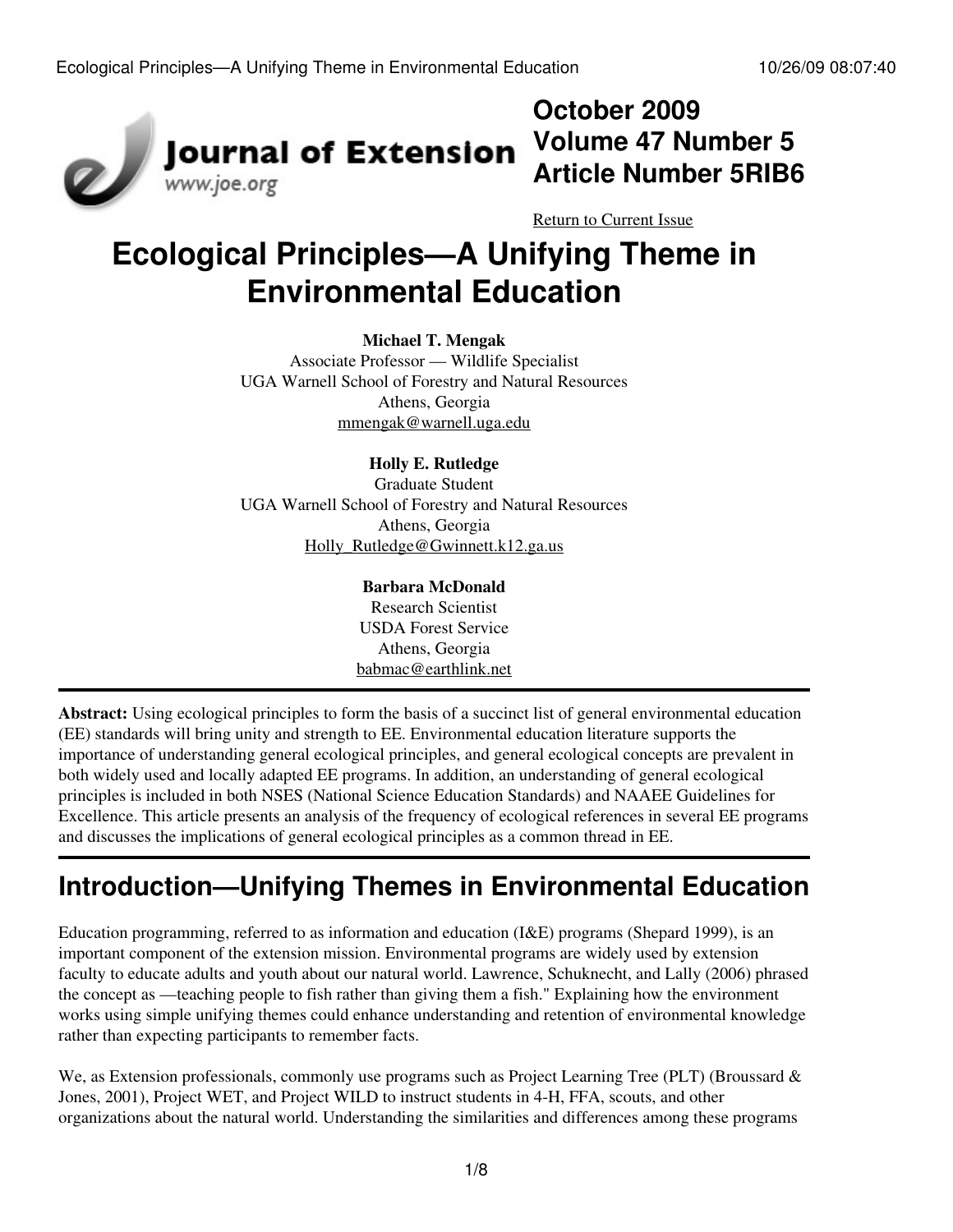# Ecological Principles—A Unifying Theme in Environmental Education

**Michael T. Mengak**
Associate Professor — Wildlife Specialist
UGA Warnell School of Forestry and Natural Resources
Athens, Georgia
mmengak@warnell.uga.edu

**Holly E. Rutledge**
Graduate Student
UGA Warnell School of Forestry and Natural Resources
Athens, Georgia
Holly_Rutledge@Gwinnett.k12.ga.us

**Barbara McDonald**
Research Scientist
USDA Forest Service
Athens, Georgia
babmac@earthlink.net

**Abstract:** Using ecological principles to form the basis of a succinct list of general environmental education (EE) standards will bring unity and strength to EE. Environmental education literature supports the importance of understanding general ecological principles, and general ecological concepts are prevalent in both widely used and locally adapted EE programs. In addition, an understanding of general ecological principles is included in both NSES (National Science Education Standards) and NAAEE Guidelines for Excellence. This article presents an analysis of the frequency of ecological references in several EE programs and discusses the implications of general ecological principles as a common thread in EE.

## Introduction—Unifying Themes in Environmental Education

Education programming, referred to as information and education (I&E) programs (Shepard 1999), is an important component of the extension mission. Environmental programs are widely used by extension faculty to educate adults and youth about our natural world. Lawrence, Schuknecht, and Lally (2006) phrased the concept as —teaching people to fish rather than giving them a fish." Explaining how the environment works using simple unifying themes could enhance understanding and retention of environmental knowledge rather than expecting participants to remember facts.

We, as Extension professionals, commonly use programs such as Project Learning Tree (PLT) (Broussard & Jones, 2001), Project WET, and Project WILD to instruct students in 4-H, FFA, scouts, and other organizations about the natural world. Understanding the similarities and differences among these programs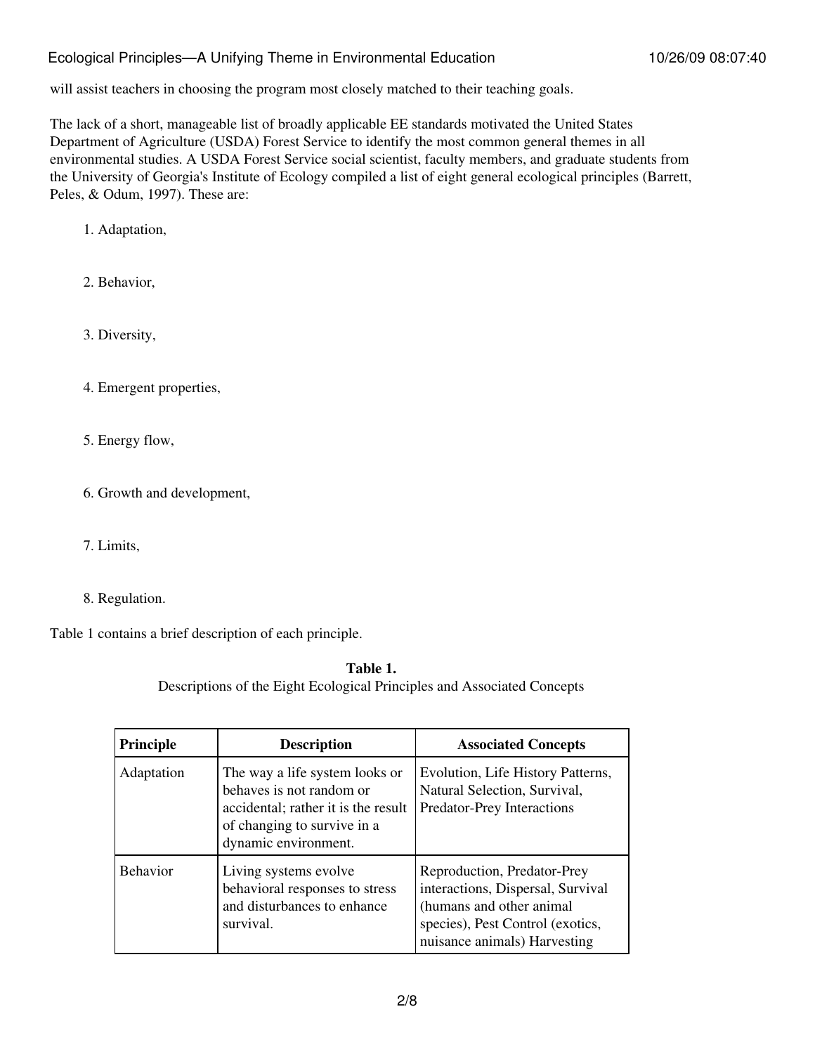will assist teachers in choosing the program most closely matched to their teaching goals.

The lack of a short, manageable list of broadly applicable EE standards motivated the United States Department of Agriculture (USDA) Forest Service to identify the most common general themes in all environmental studies. A USDA Forest Service social scientist, faculty members, and graduate students from the University of Georgia's Institute of Ecology compiled a list of eight general ecological principles (Barrett, Peles, & Odum, 1997). These are:

1. Adaptation,
2. Behavior,
3. Diversity,
4. Emergent properties,
5. Energy flow,
6. Growth and development,
7. Limits,
8. Regulation.

Table 1 contains a brief description of each principle.

**Table 1.**
Descriptions of the Eight Ecological Principles and Associated Concepts

| Principle | Description | Associated Concepts |
|---|---|---|
| Adaptation | The way a life system looks or behaves is not random or accidental; rather it is the result of changing to survive in a dynamic environment. | Evolution, Life History Patterns, Natural Selection, Survival, Predator-Prey Interactions |
| Behavior | Living systems evolve behavioral responses to stress and disturbances to enhance survival. | Reproduction, Predator-Prey interactions, Dispersal, Survival (humans and other animal species), Pest Control (exotics, nuisance animals) Harvesting |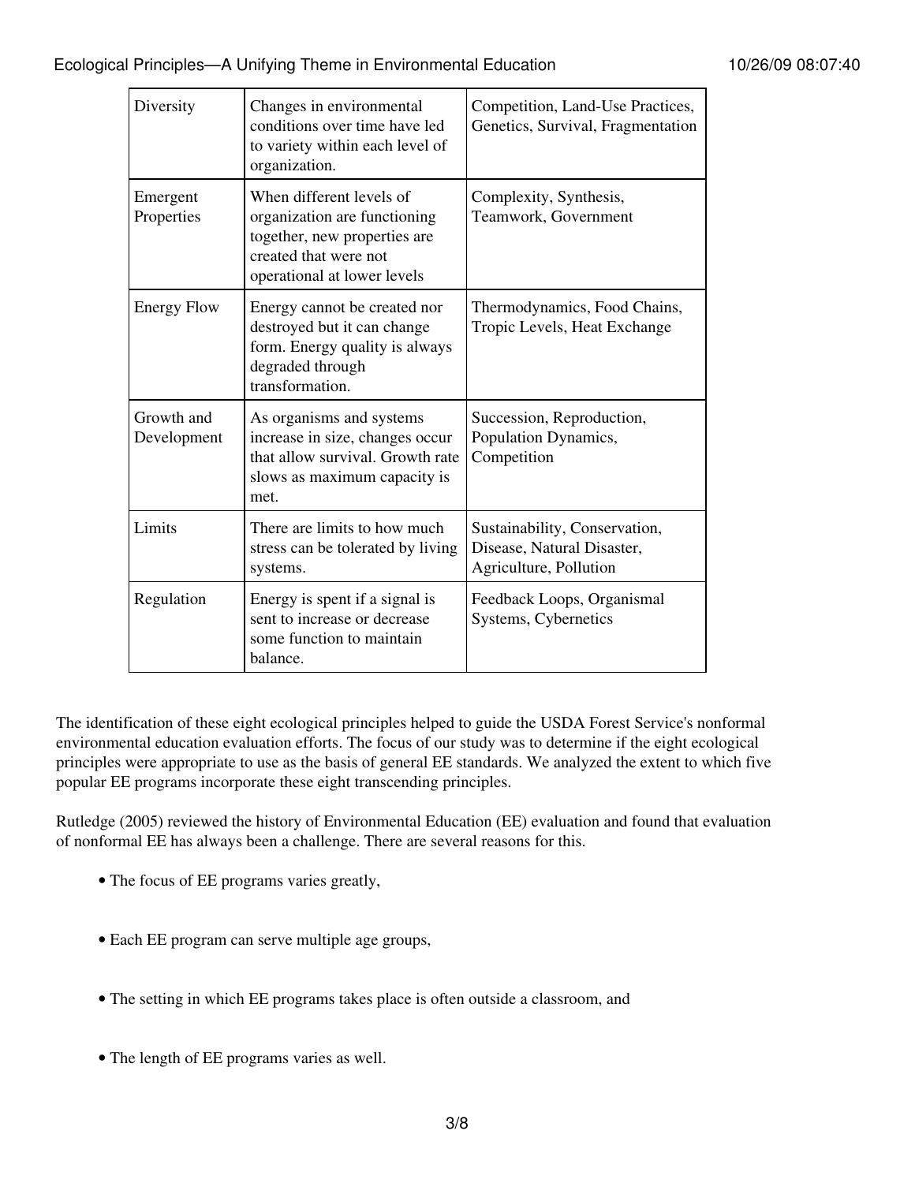| Diversity | Changes in environmental conditions over time have led to variety within each level of organization. | Competition, Land-Use Practices, Genetics, Survival, Fragmentation |
|---|---|---|
| Emergent Properties | When different levels of organization are functioning together, new properties are created that were not operational at lower levels | Complexity, Synthesis, Teamwork, Government |
| Energy Flow | Energy cannot be created nor destroyed but it can change form. Energy quality is always degraded through transformation. | Thermodynamics, Food Chains, Tropic Levels, Heat Exchange |
| Growth and Development | As organisms and systems increase in size, changes occur that allow survival. Growth rate slows as maximum capacity is met. | Succession, Reproduction, Population Dynamics, Competition |
| Limits | There are limits to how much stress can be tolerated by living systems. | Sustainability, Conservation, Disease, Natural Disaster, Agriculture, Pollution |
| Regulation | Energy is spent if a signal is sent to increase or decrease some function to maintain balance. | Feedback Loops, Organismal Systems, Cybernetics |

The identification of these eight ecological principles helped to guide the USDA Forest Service's nonformal environmental education evaluation efforts. The focus of our study was to determine if the eight ecological principles were appropriate to use as the basis of general EE standards. We analyzed the extent to which five popular EE programs incorporate these eight transcending principles.

Rutledge (2005) reviewed the history of Environmental Education (EE) evaluation and found that evaluation of nonformal EE has always been a challenge. There are several reasons for this.

- The focus of EE programs varies greatly,
- Each EE program can serve multiple age groups,
- The setting in which EE programs takes place is often outside a classroom, and
- The length of EE programs varies as well.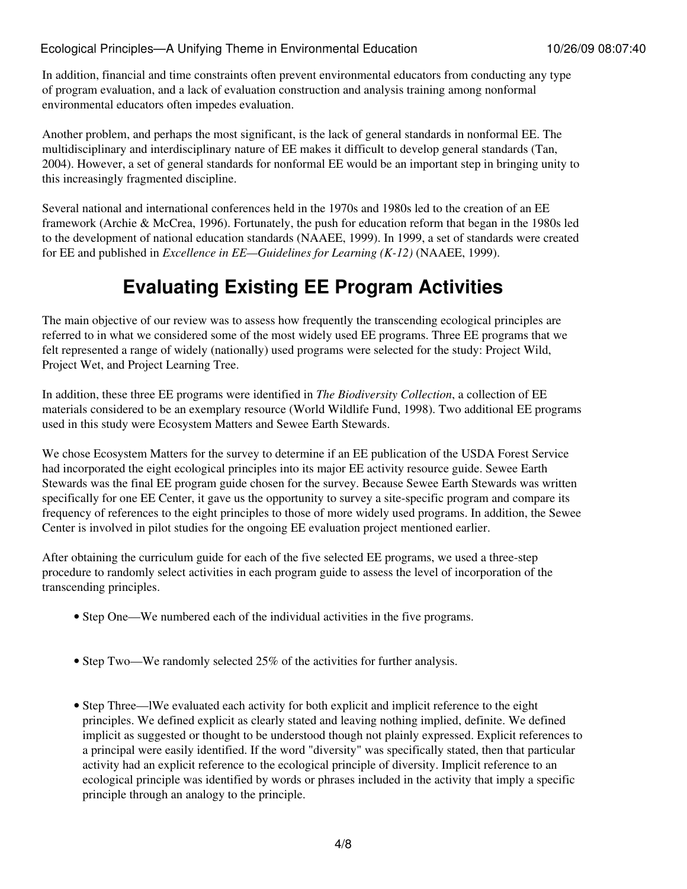In addition, financial and time constraints often prevent environmental educators from conducting any type of program evaluation, and a lack of evaluation construction and analysis training among nonformal environmental educators often impedes evaluation.

Another problem, and perhaps the most significant, is the lack of general standards in nonformal EE. The multidisciplinary and interdisciplinary nature of EE makes it difficult to develop general standards (Tan, 2004). However, a set of general standards for nonformal EE would be an important step in bringing unity to this increasingly fragmented discipline.

Several national and international conferences held in the 1970s and 1980s led to the creation of an EE framework (Archie & McCrea, 1996). Fortunately, the push for education reform that began in the 1980s led to the development of national education standards (NAAEE, 1999). In 1999, a set of standards were created for EE and published in *Excellence in EE—Guidelines for Learning (K-12)* (NAAEE, 1999).

# Evaluating Existing EE Program Activities

The main objective of our review was to assess how frequently the transcending ecological principles are referred to in what we considered some of the most widely used EE programs. Three EE programs that we felt represented a range of widely (nationally) used programs were selected for the study: Project Wild, Project Wet, and Project Learning Tree.

In addition, these three EE programs were identified in *The Biodiversity Collection*, a collection of EE materials considered to be an exemplary resource (World Wildlife Fund, 1998). Two additional EE programs used in this study were Ecosystem Matters and Sewee Earth Stewards.

We chose Ecosystem Matters for the survey to determine if an EE publication of the USDA Forest Service had incorporated the eight ecological principles into its major EE activity resource guide. Sewee Earth Stewards was the final EE program guide chosen for the survey. Because Sewee Earth Stewards was written specifically for one EE Center, it gave us the opportunity to survey a site-specific program and compare its frequency of references to the eight principles to those of more widely used programs. In addition, the Sewee Center is involved in pilot studies for the ongoing EE evaluation project mentioned earlier.

After obtaining the curriculum guide for each of the five selected EE programs, we used a three-step procedure to randomly select activities in each program guide to assess the level of incorporation of the transcending principles.

- Step One—We numbered each of the individual activities in the five programs.
- Step Two—We randomly selected 25% of the activities for further analysis.
- Step Three—lWe evaluated each activity for both explicit and implicit reference to the eight principles. We defined explicit as clearly stated and leaving nothing implied, definite. We defined implicit as suggested or thought to be understood though not plainly expressed. Explicit references to a principal were easily identified. If the word "diversity" was specifically stated, then that particular activity had an explicit reference to the ecological principle of diversity. Implicit reference to an ecological principle was identified by words or phrases included in the activity that imply a specific principle through an analogy to the principle.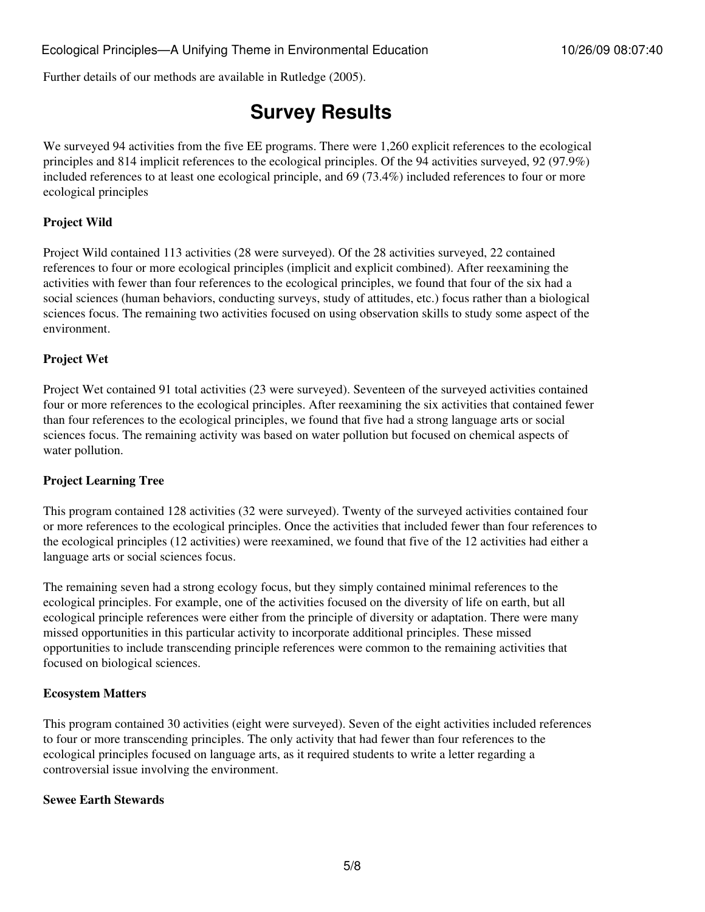Further details of our methods are available in Rutledge (2005).

# Survey Results

We surveyed 94 activities from the five EE programs. There were 1,260 explicit references to the ecological principles and 814 implicit references to the ecological principles. Of the 94 activities surveyed, 92 (97.9%) included references to at least one ecological principle, and 69 (73.4%) included references to four or more ecological principles

**Project Wild**

Project Wild contained 113 activities (28 were surveyed). Of the 28 activities surveyed, 22 contained references to four or more ecological principles (implicit and explicit combined). After reexamining the activities with fewer than four references to the ecological principles, we found that four of the six had a social sciences (human behaviors, conducting surveys, study of attitudes, etc.) focus rather than a biological sciences focus. The remaining two activities focused on using observation skills to study some aspect of the environment.

**Project Wet**

Project Wet contained 91 total activities (23 were surveyed). Seventeen of the surveyed activities contained four or more references to the ecological principles. After reexamining the six activities that contained fewer than four references to the ecological principles, we found that five had a strong language arts or social sciences focus. The remaining activity was based on water pollution but focused on chemical aspects of water pollution.

**Project Learning Tree**

This program contained 128 activities (32 were surveyed). Twenty of the surveyed activities contained four or more references to the ecological principles. Once the activities that included fewer than four references to the ecological principles (12 activities) were reexamined, we found that five of the 12 activities had either a language arts or social sciences focus.

The remaining seven had a strong ecology focus, but they simply contained minimal references to the ecological principles. For example, one of the activities focused on the diversity of life on earth, but all ecological principle references were either from the principle of diversity or adaptation. There were many missed opportunities in this particular activity to incorporate additional principles. These missed opportunities to include transcending principle references were common to the remaining activities that focused on biological sciences.

**Ecosystem Matters**

This program contained 30 activities (eight were surveyed). Seven of the eight activities included references to four or more transcending principles. The only activity that had fewer than four references to the ecological principles focused on language arts, as it required students to write a letter regarding a controversial issue involving the environment.

**Sewee Earth Stewards**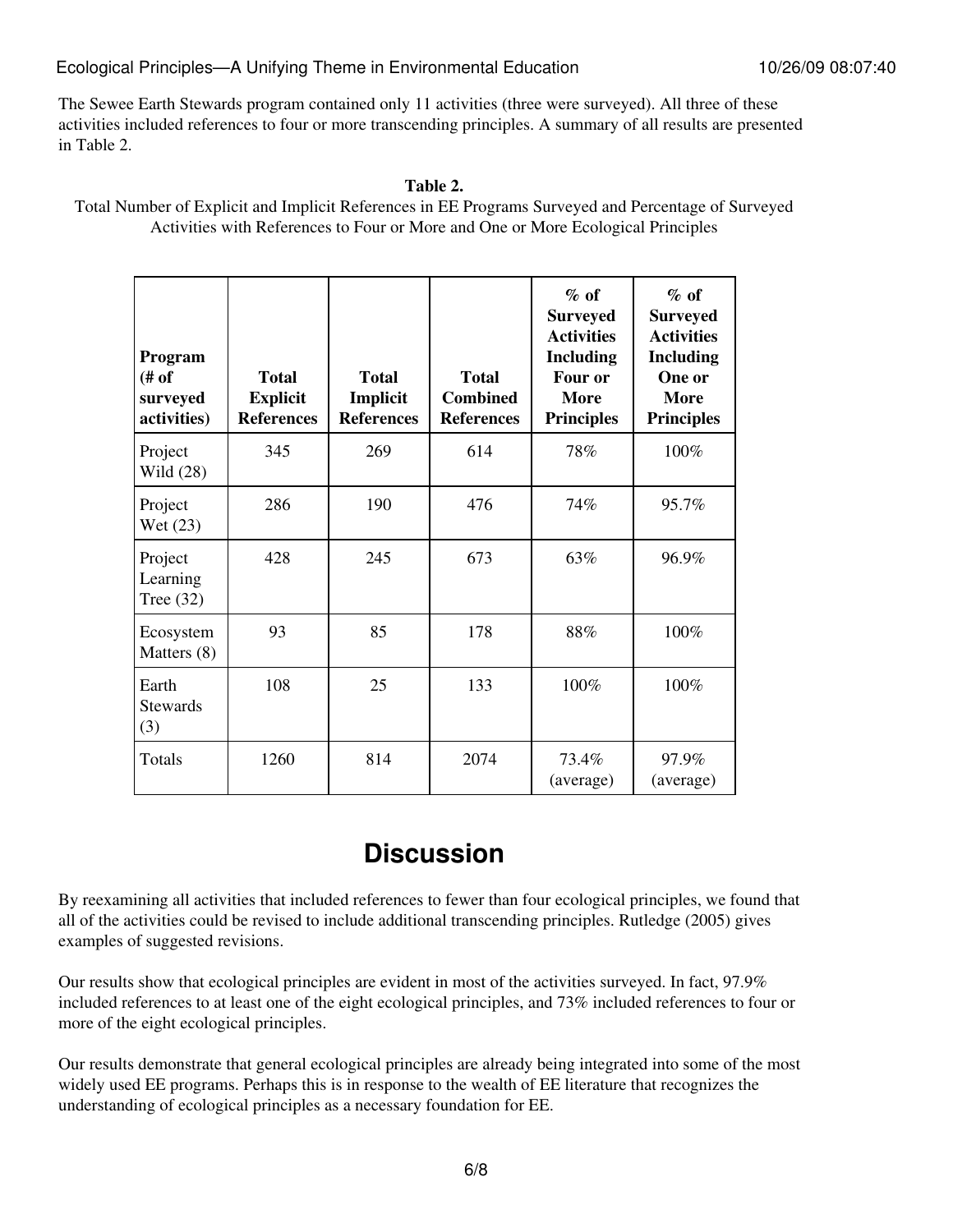The Sewee Earth Stewards program contained only 11 activities (three were surveyed). All three of these activities included references to four or more transcending principles. A summary of all results are presented in Table 2.

**Table 2.**

Total Number of Explicit and Implicit References in EE Programs Surveyed and Percentage of Surveyed Activities with References to Four or More and One or More Ecological Principles

| Program (# of surveyed activities) | Total Explicit References | Total Implicit References | Total Combined References | % of Surveyed Activities Including Four or More Principles | % of Surveyed Activities Including One or More Principles |
|---|---|---|---|---|---|
| Project Wild (28) | 345 | 269 | 614 | 78% | 100% |
| Project Wet (23) | 286 | 190 | 476 | 74% | 95.7% |
| Project Learning Tree (32) | 428 | 245 | 673 | 63% | 96.9% |
| Ecosystem Matters (8) | 93 | 85 | 178 | 88% | 100% |
| Earth Stewards (3) | 108 | 25 | 133 | 100% | 100% |
| Totals | 1260 | 814 | 2074 | 73.4% (average) | 97.9% (average) |

# Discussion

By reexamining all activities that included references to fewer than four ecological principles, we found that all of the activities could be revised to include additional transcending principles. Rutledge (2005) gives examples of suggested revisions.

Our results show that ecological principles are evident in most of the activities surveyed. In fact, 97.9% included references to at least one of the eight ecological principles, and 73% included references to four or more of the eight ecological principles.

Our results demonstrate that general ecological principles are already being integrated into some of the most widely used EE programs. Perhaps this is in response to the wealth of EE literature that recognizes the understanding of ecological principles as a necessary foundation for EE.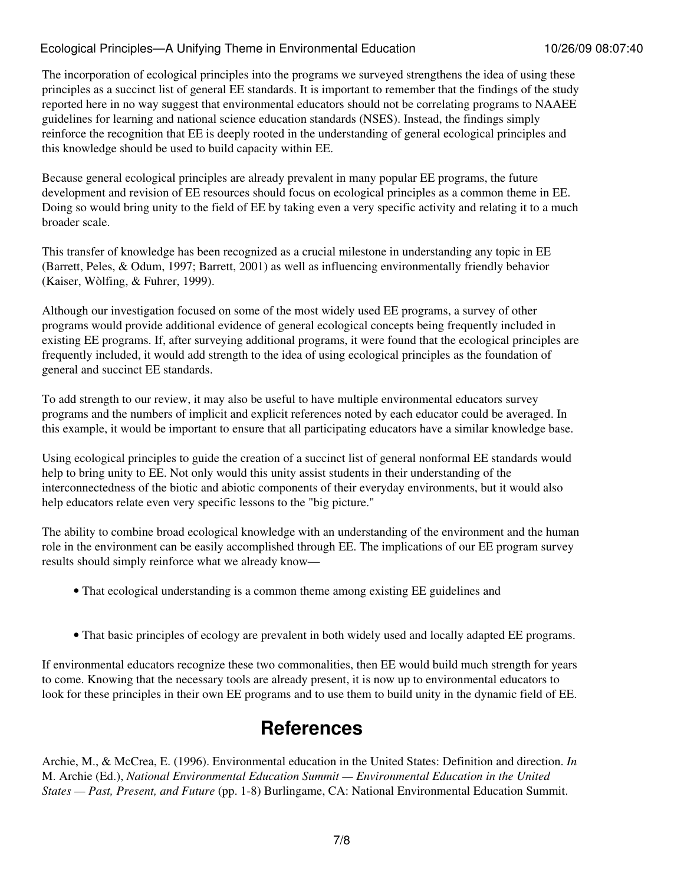The incorporation of ecological principles into the programs we surveyed strengthens the idea of using these principles as a succinct list of general EE standards. It is important to remember that the findings of the study reported here in no way suggest that environmental educators should not be correlating programs to NAAEE guidelines for learning and national science education standards (NSES). Instead, the findings simply reinforce the recognition that EE is deeply rooted in the understanding of general ecological principles and this knowledge should be used to build capacity within EE.

Because general ecological principles are already prevalent in many popular EE programs, the future development and revision of EE resources should focus on ecological principles as a common theme in EE. Doing so would bring unity to the field of EE by taking even a very specific activity and relating it to a much broader scale.

This transfer of knowledge has been recognized as a crucial milestone in understanding any topic in EE (Barrett, Peles, & Odum, 1997; Barrett, 2001) as well as influencing environmentally friendly behavior (Kaiser, Wòlfing, & Fuhrer, 1999).

Although our investigation focused on some of the most widely used EE programs, a survey of other programs would provide additional evidence of general ecological concepts being frequently included in existing EE programs. If, after surveying additional programs, it were found that the ecological principles are frequently included, it would add strength to the idea of using ecological principles as the foundation of general and succinct EE standards.

To add strength to our review, it may also be useful to have multiple environmental educators survey programs and the numbers of implicit and explicit references noted by each educator could be averaged. In this example, it would be important to ensure that all participating educators have a similar knowledge base.

Using ecological principles to guide the creation of a succinct list of general nonformal EE standards would help to bring unity to EE. Not only would this unity assist students in their understanding of the interconnectedness of the biotic and abiotic components of their everyday environments, but it would also help educators relate even very specific lessons to the "big picture."

The ability to combine broad ecological knowledge with an understanding of the environment and the human role in the environment can be easily accomplished through EE. The implications of our EE program survey results should simply reinforce what we already know—

- That ecological understanding is a common theme among existing EE guidelines and
- That basic principles of ecology are prevalent in both widely used and locally adapted EE programs.

If environmental educators recognize these two commonalities, then EE would build much strength for years to come. Knowing that the necessary tools are already present, it is now up to environmental educators to look for these principles in their own EE programs and to use them to build unity in the dynamic field of EE.

## References

Archie, M., & McCrea, E. (1996). Environmental education in the United States: Definition and direction. *In* M. Archie (Ed.), *National Environmental Education Summit — Environmental Education in the United States — Past, Present, and Future* (pp. 1-8) Burlingame, CA: National Environmental Education Summit.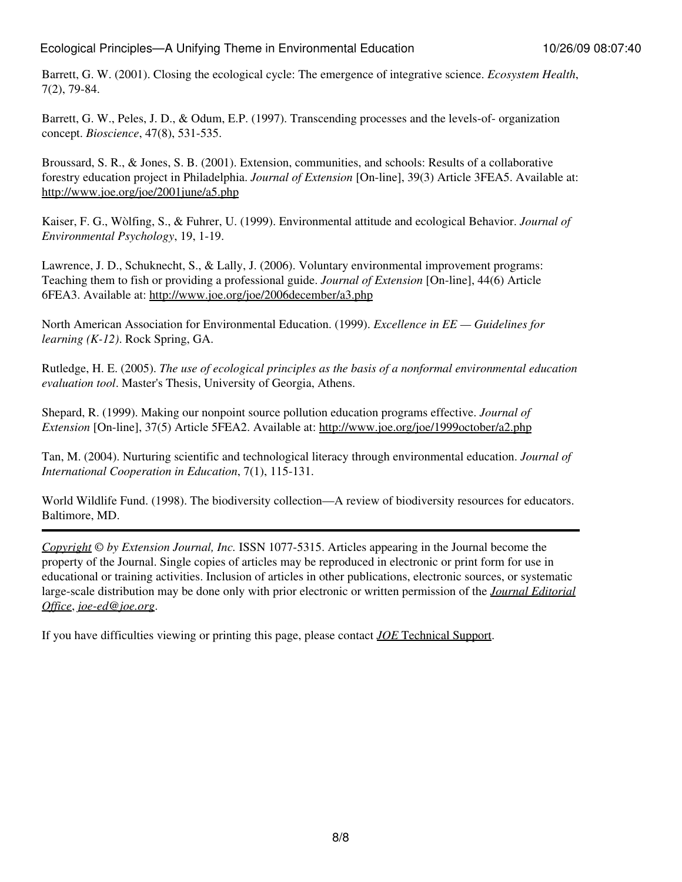Barrett, G. W. (2001). Closing the ecological cycle: The emergence of integrative science. *Ecosystem Health*, 7(2), 79-84.

Barrett, G. W., Peles, J. D., & Odum, E.P. (1997). Transcending processes and the levels-of- organization concept. *Bioscience*, 47(8), 531-535.

Broussard, S. R., & Jones, S. B. (2001). Extension, communities, and schools: Results of a collaborative forestry education project in Philadelphia. *Journal of Extension* [On-line], 39(3) Article 3FEA5. Available at: http://www.joe.org/joe/2001june/a5.php

Kaiser, F. G., Wòlfing, S., & Fuhrer, U. (1999). Environmental attitude and ecological Behavior. *Journal of Environmental Psychology*, 19, 1-19.

Lawrence, J. D., Schuknecht, S., & Lally, J. (2006). Voluntary environmental improvement programs: Teaching them to fish or providing a professional guide. *Journal of Extension* [On-line], 44(6) Article 6FEA3. Available at: http://www.joe.org/joe/2006december/a3.php

North American Association for Environmental Education. (1999). *Excellence in EE — Guidelines for learning (K-12)*. Rock Spring, GA.

Rutledge, H. E. (2005). *The use of ecological principles as the basis of a nonformal environmental education evaluation tool*. Master's Thesis, University of Georgia, Athens.

Shepard, R. (1999). Making our nonpoint source pollution education programs effective. *Journal of Extension* [On-line], 37(5) Article 5FEA2. Available at: http://www.joe.org/joe/1999october/a2.php

Tan, M. (2004). Nurturing scientific and technological literacy through environmental education. *Journal of International Cooperation in Education*, 7(1), 115-131.

World Wildlife Fund. (1998). The biodiversity collection—A review of biodiversity resources for educators. Baltimore, MD.

---

*Copyright* © *by Extension Journal, Inc.* ISSN 1077-5315. Articles appearing in the Journal become the property of the Journal. Single copies of articles may be reproduced in electronic or print form for use in educational or training activities. Inclusion of articles in other publications, electronic sources, or systematic large-scale distribution may be done only with prior electronic or written permission of the *Journal Editorial Office*, *joe-ed@joe.org*.

If you have difficulties viewing or printing this page, please contact *JOE* Technical Support.